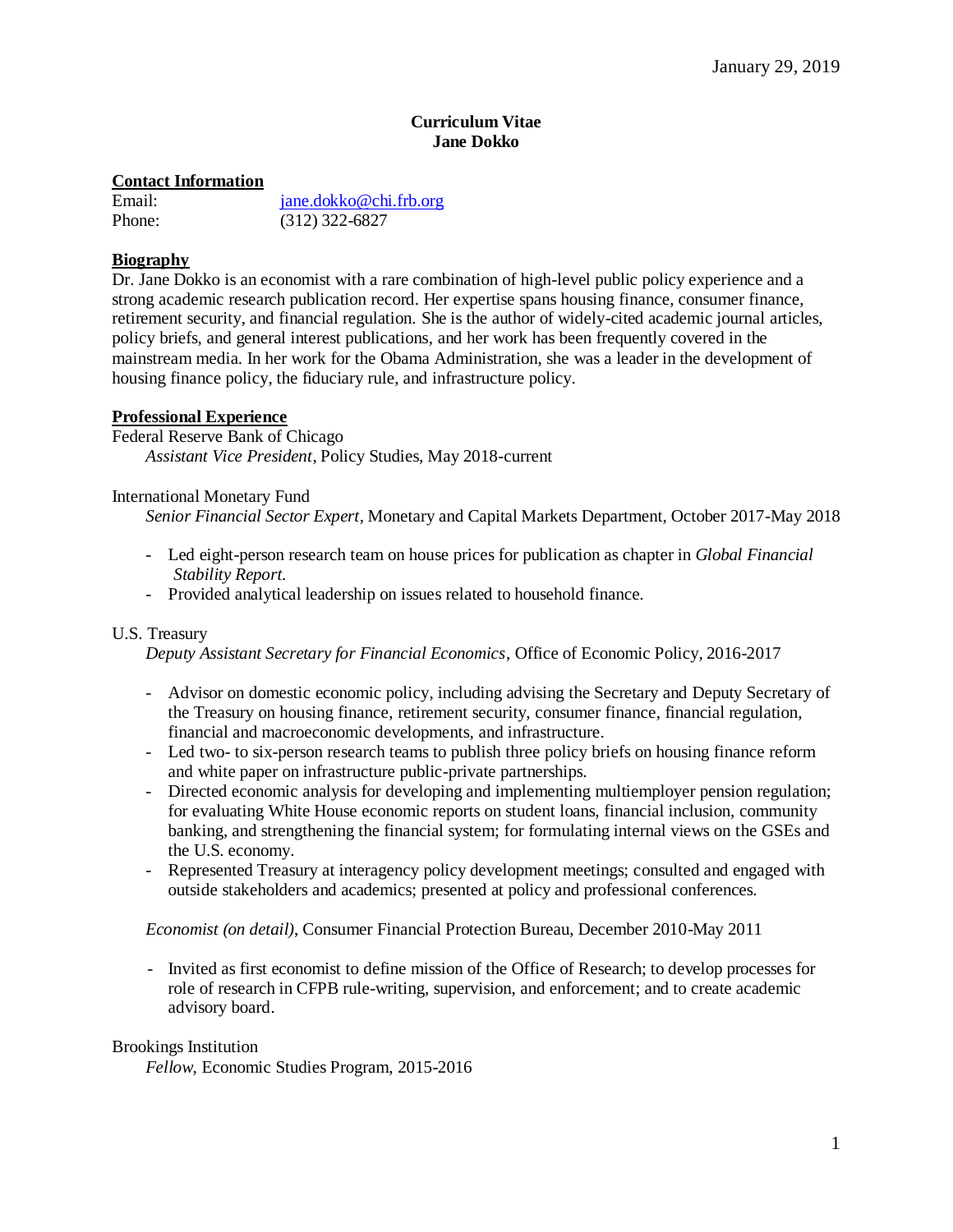January 29, 2019

# Curriculum Vitae
# Jane Dokko

## Contact Information

Email: jane.dokko@chi.frb.org
Phone: (312) 322-6827

## Biography

Dr. Jane Dokko is an economist with a rare combination of high-level public policy experience and a strong academic research publication record. Her expertise spans housing finance, consumer finance, retirement security, and financial regulation. She is the author of widely-cited academic journal articles, policy briefs, and general interest publications, and her work has been frequently covered in the mainstream media. In her work for the Obama Administration, she was a leader in the development of housing finance policy, the fiduciary rule, and infrastructure policy.

## Professional Experience

Federal Reserve Bank of Chicago
*Assistant Vice President*, Policy Studies, May 2018-current

International Monetary Fund
*Senior Financial Sector Expert*, Monetary and Capital Markets Department, October 2017-May 2018

- Led eight-person research team on house prices for publication as chapter in *Global Financial Stability Report.*
- Provided analytical leadership on issues related to household finance.

U.S. Treasury
*Deputy Assistant Secretary for Financial Economics*, Office of Economic Policy, 2016-2017

- Advisor on domestic economic policy, including advising the Secretary and Deputy Secretary of the Treasury on housing finance, retirement security, consumer finance, financial regulation, financial and macroeconomic developments, and infrastructure.
- Led two- to six-person research teams to publish three policy briefs on housing finance reform and white paper on infrastructure public-private partnerships.
- Directed economic analysis for developing and implementing multiemployer pension regulation; for evaluating White House economic reports on student loans, financial inclusion, community banking, and strengthening the financial system; for formulating internal views on the GSEs and the U.S. economy.
- Represented Treasury at interagency policy development meetings; consulted and engaged with outside stakeholders and academics; presented at policy and professional conferences.

*Economist (on detail)*, Consumer Financial Protection Bureau, December 2010-May 2011

- Invited as first economist to define mission of the Office of Research; to develop processes for role of research in CFPB rule-writing, supervision, and enforcement; and to create academic advisory board.

Brookings Institution
*Fellow*, Economic Studies Program, 2015-2016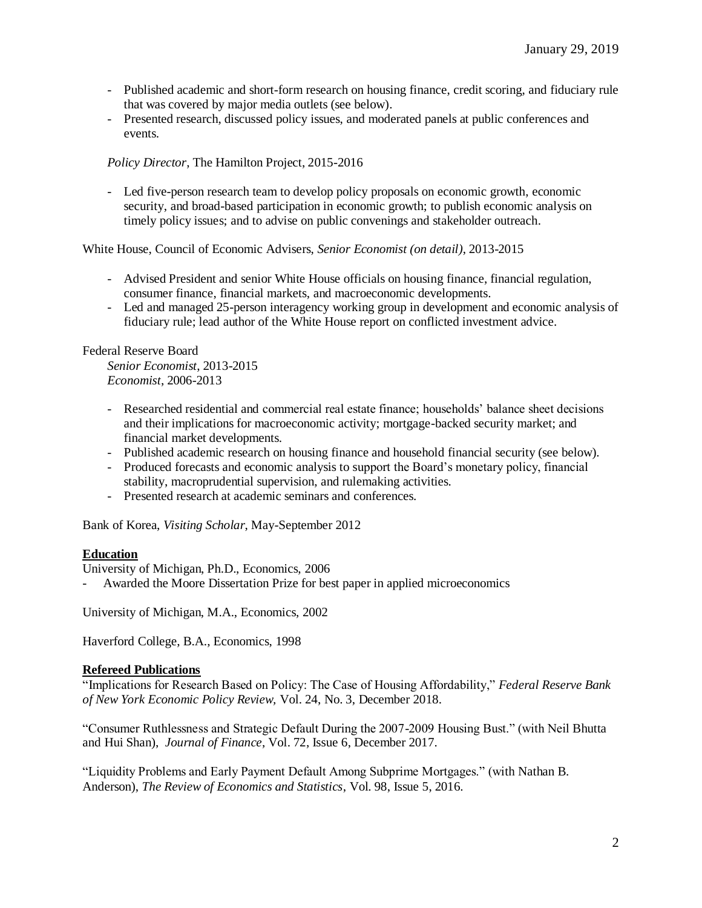- Published academic and short-form research on housing finance, credit scoring, and fiduciary rule that was covered by major media outlets (see below).
- Presented research, discussed policy issues, and moderated panels at public conferences and events.

*Policy Director*, The Hamilton Project, 2015-2016

- Led five-person research team to develop policy proposals on economic growth, economic security, and broad-based participation in economic growth; to publish economic analysis on timely policy issues; and to advise on public convenings and stakeholder outreach.

White House, Council of Economic Advisers, *Senior Economist (on detail)*, 2013-2015

- Advised President and senior White House officials on housing finance, financial regulation, consumer finance, financial markets, and macroeconomic developments.
- Led and managed 25-person interagency working group in development and economic analysis of fiduciary rule; lead author of the White House report on conflicted investment advice.

Federal Reserve Board

*Senior Economist*, 2013-2015
*Economist*, 2006-2013

- Researched residential and commercial real estate finance; households' balance sheet decisions and their implications for macroeconomic activity; mortgage-backed security market; and financial market developments.
- Published academic research on housing finance and household financial security (see below).
- Produced forecasts and economic analysis to support the Board's monetary policy, financial stability, macroprudential supervision, and rulemaking activities.
- Presented research at academic seminars and conferences.

Bank of Korea, *Visiting Scholar*, May-September 2012

## Education

University of Michigan, Ph.D., Economics, 2006

- Awarded the Moore Dissertation Prize for best paper in applied microeconomics

University of Michigan, M.A., Economics, 2002

Haverford College, B.A., Economics, 1998

## Refereed Publications

"Implications for Research Based on Policy: The Case of Housing Affordability," *Federal Reserve Bank of New York Economic Policy Review*, Vol. 24, No. 3, December 2018.

"Consumer Ruthlessness and Strategic Default During the 2007-2009 Housing Bust." (with Neil Bhutta and Hui Shan), *Journal of Finance*, Vol. 72, Issue 6, December 2017.

"Liquidity Problems and Early Payment Default Among Subprime Mortgages." (with Nathan B. Anderson), *The Review of Economics and Statistics*, Vol. 98, Issue 5, 2016.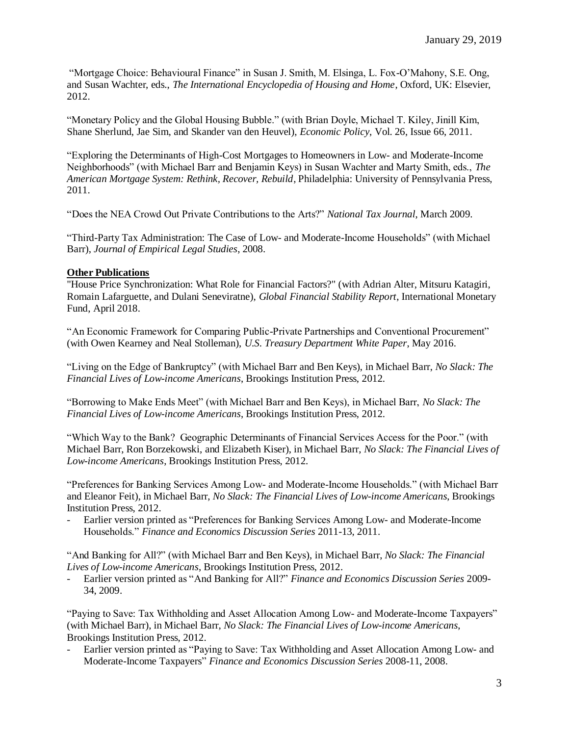"Mortgage Choice: Behavioural Finance" in Susan J. Smith, M. Elsinga, L. Fox-O'Mahony, S.E. Ong, and Susan Wachter, eds., *The International Encyclopedia of Housing and Home*, Oxford, UK: Elsevier, 2012.

"Monetary Policy and the Global Housing Bubble." (with Brian Doyle, Michael T. Kiley, Jinill Kim, Shane Sherlund, Jae Sim, and Skander van den Heuvel), *Economic Policy*, Vol. 26, Issue 66, 2011.

"Exploring the Determinants of High-Cost Mortgages to Homeowners in Low- and Moderate-Income Neighborhoods" (with Michael Barr and Benjamin Keys) in Susan Wachter and Marty Smith, eds., *The American Mortgage System: Rethink, Recover, Rebuild*, Philadelphia: University of Pennsylvania Press, 2011.

"Does the NEA Crowd Out Private Contributions to the Arts?" *National Tax Journal*, March 2009.

"Third-Party Tax Administration: The Case of Low- and Moderate-Income Households" (with Michael Barr), *Journal of Empirical Legal Studies*, 2008.

**Other Publications**

"House Price Synchronization: What Role for Financial Factors?" (with Adrian Alter, Mitsuru Katagiri, Romain Lafarguette, and Dulani Seneviratne), *Global Financial Stability Report*, International Monetary Fund, April 2018.

"An Economic Framework for Comparing Public-Private Partnerships and Conventional Procurement" (with Owen Kearney and Neal Stolleman), *U.S. Treasury Department White Paper*, May 2016.

"Living on the Edge of Bankruptcy" (with Michael Barr and Ben Keys), in Michael Barr, *No Slack: The Financial Lives of Low-income Americans*, Brookings Institution Press, 2012.

"Borrowing to Make Ends Meet" (with Michael Barr and Ben Keys), in Michael Barr, *No Slack: The Financial Lives of Low-income Americans*, Brookings Institution Press, 2012.

"Which Way to the Bank? Geographic Determinants of Financial Services Access for the Poor." (with Michael Barr, Ron Borzekowski, and Elizabeth Kiser), in Michael Barr, *No Slack: The Financial Lives of Low-income Americans*, Brookings Institution Press, 2012.

"Preferences for Banking Services Among Low- and Moderate-Income Households." (with Michael Barr and Eleanor Feit), in Michael Barr, *No Slack: The Financial Lives of Low-income Americans*, Brookings Institution Press, 2012.

- Earlier version printed as "Preferences for Banking Services Among Low- and Moderate-Income Households." *Finance and Economics Discussion Series* 2011-13, 2011.

"And Banking for All?" (with Michael Barr and Ben Keys), in Michael Barr, *No Slack: The Financial Lives of Low-income Americans*, Brookings Institution Press, 2012.

- Earlier version printed as "And Banking for All?" *Finance and Economics Discussion Series* 2009-34, 2009.

"Paying to Save: Tax Withholding and Asset Allocation Among Low- and Moderate-Income Taxpayers" (with Michael Barr), in Michael Barr, *No Slack: The Financial Lives of Low-income Americans*, Brookings Institution Press, 2012.

- Earlier version printed as "Paying to Save: Tax Withholding and Asset Allocation Among Low- and Moderate-Income Taxpayers" *Finance and Economics Discussion Series* 2008-11, 2008.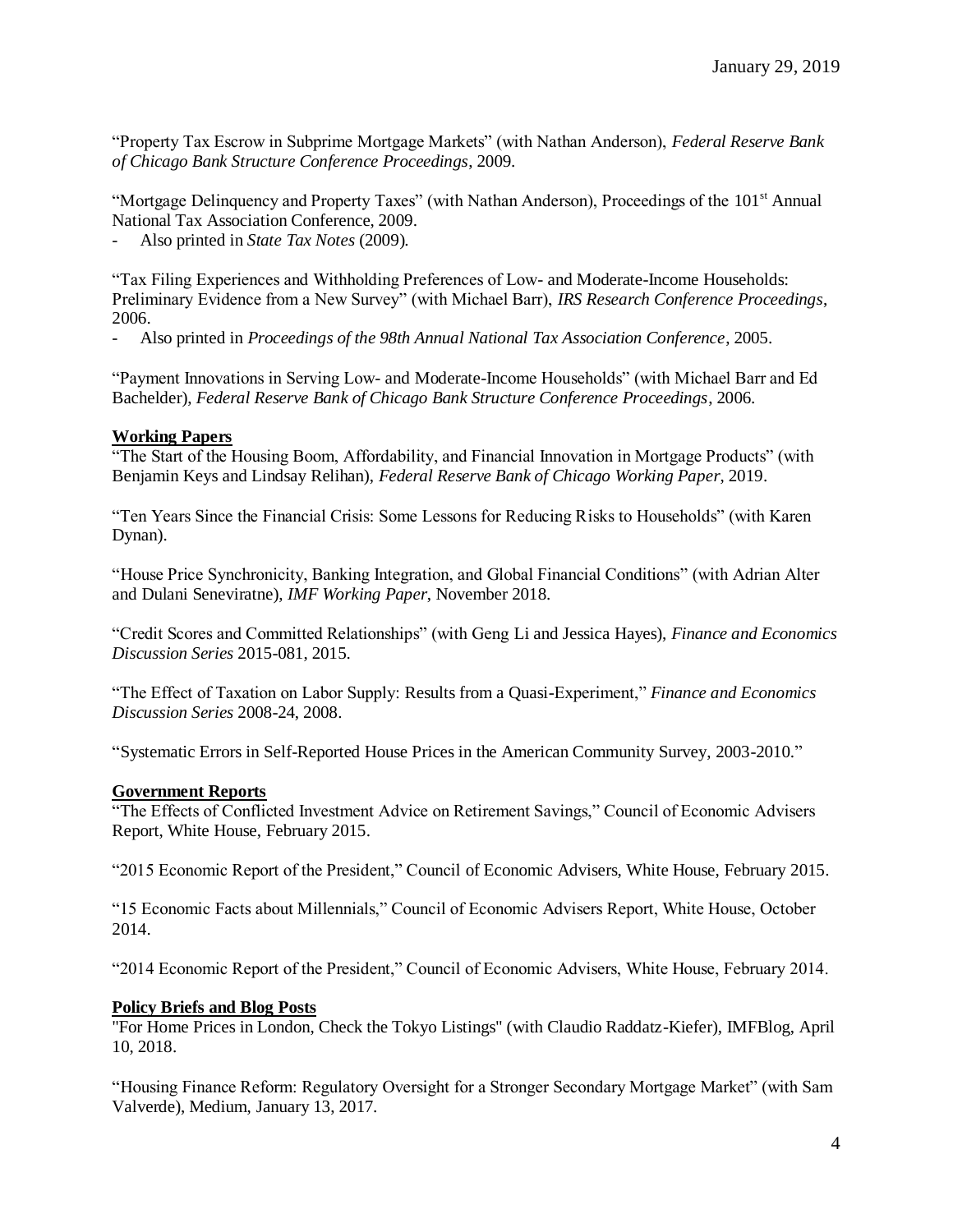"Property Tax Escrow in Subprime Mortgage Markets" (with Nathan Anderson), *Federal Reserve Bank of Chicago Bank Structure Conference Proceedings*, 2009.

"Mortgage Delinquency and Property Taxes" (with Nathan Anderson), Proceedings of the 101st Annual National Tax Association Conference, 2009.

- Also printed in *State Tax Notes* (2009).

"Tax Filing Experiences and Withholding Preferences of Low- and Moderate-Income Households: Preliminary Evidence from a New Survey" (with Michael Barr), *IRS Research Conference Proceedings*, 2006.

- Also printed in *Proceedings of the 98th Annual National Tax Association Conference*, 2005.

"Payment Innovations in Serving Low- and Moderate-Income Households" (with Michael Barr and Ed Bachelder), *Federal Reserve Bank of Chicago Bank Structure Conference Proceedings*, 2006.

**Working Papers**

"The Start of the Housing Boom, Affordability, and Financial Innovation in Mortgage Products" (with Benjamin Keys and Lindsay Relihan), *Federal Reserve Bank of Chicago Working Paper*, 2019.

"Ten Years Since the Financial Crisis: Some Lessons for Reducing Risks to Households" (with Karen Dynan).

"House Price Synchronicity, Banking Integration, and Global Financial Conditions" (with Adrian Alter and Dulani Seneviratne), *IMF Working Paper*, November 2018.

"Credit Scores and Committed Relationships" (with Geng Li and Jessica Hayes), *Finance and Economics Discussion Series* 2015-081, 2015.

"The Effect of Taxation on Labor Supply: Results from a Quasi-Experiment," *Finance and Economics Discussion Series* 2008-24, 2008.

"Systematic Errors in Self-Reported House Prices in the American Community Survey, 2003-2010."

**Government Reports**

"The Effects of Conflicted Investment Advice on Retirement Savings," Council of Economic Advisers Report, White House, February 2015.

"2015 Economic Report of the President," Council of Economic Advisers, White House, February 2015.

"15 Economic Facts about Millennials," Council of Economic Advisers Report, White House, October 2014.

"2014 Economic Report of the President," Council of Economic Advisers, White House, February 2014.

**Policy Briefs and Blog Posts**

"For Home Prices in London, Check the Tokyo Listings" (with Claudio Raddatz-Kiefer), IMFBlog, April 10, 2018.

"Housing Finance Reform: Regulatory Oversight for a Stronger Secondary Mortgage Market" (with Sam Valverde), Medium, January 13, 2017.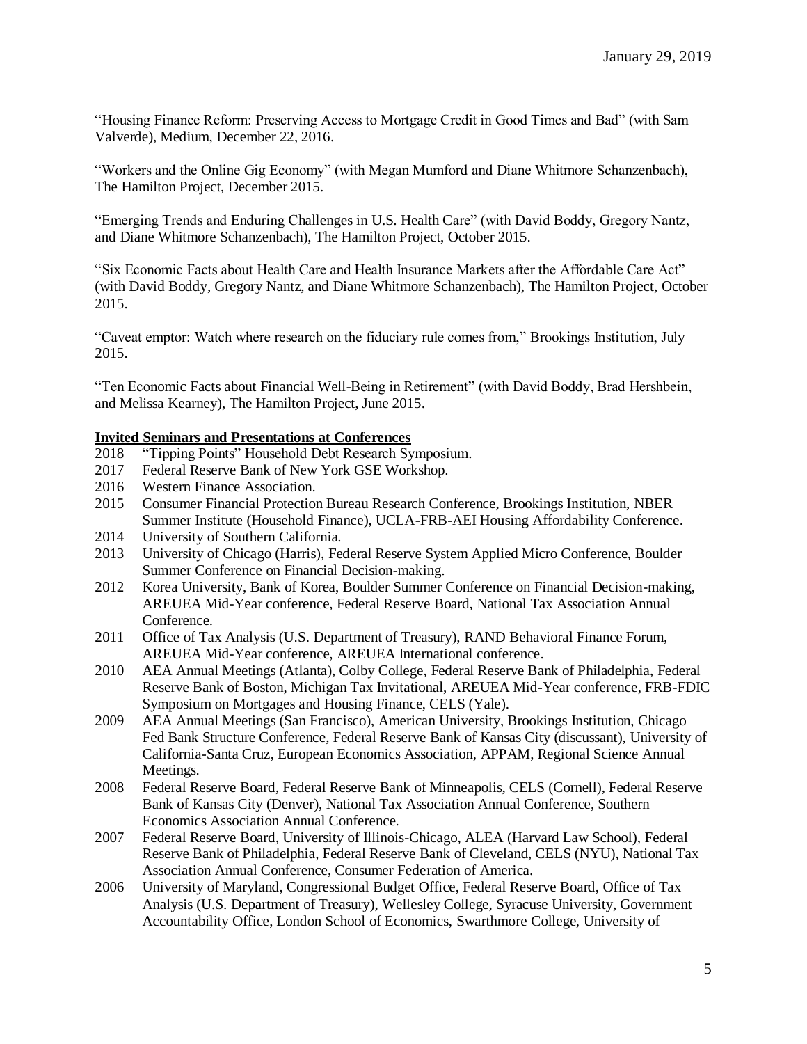"Housing Finance Reform: Preserving Access to Mortgage Credit in Good Times and Bad" (with Sam Valverde), Medium, December 22, 2016.

"Workers and the Online Gig Economy" (with Megan Mumford and Diane Whitmore Schanzenbach), The Hamilton Project, December 2015.

"Emerging Trends and Enduring Challenges in U.S. Health Care" (with David Boddy, Gregory Nantz, and Diane Whitmore Schanzenbach), The Hamilton Project, October 2015.

"Six Economic Facts about Health Care and Health Insurance Markets after the Affordable Care Act" (with David Boddy, Gregory Nantz, and Diane Whitmore Schanzenbach), The Hamilton Project, October 2015.

"Caveat emptor: Watch where research on the fiduciary rule comes from," Brookings Institution, July 2015.

"Ten Economic Facts about Financial Well-Being in Retirement" (with David Boddy, Brad Hershbein, and Melissa Kearney), The Hamilton Project, June 2015.

**Invited Seminars and Presentations at Conferences**

2018 "Tipping Points" Household Debt Research Symposium.

2017 Federal Reserve Bank of New York GSE Workshop.

2016 Western Finance Association.

2015 Consumer Financial Protection Bureau Research Conference, Brookings Institution, NBER Summer Institute (Household Finance), UCLA-FRB-AEI Housing Affordability Conference.

2014 University of Southern California.

2013 University of Chicago (Harris), Federal Reserve System Applied Micro Conference, Boulder Summer Conference on Financial Decision-making.

2012 Korea University, Bank of Korea, Boulder Summer Conference on Financial Decision-making, AREUEA Mid-Year conference, Federal Reserve Board, National Tax Association Annual Conference.

2011 Office of Tax Analysis (U.S. Department of Treasury), RAND Behavioral Finance Forum, AREUEA Mid-Year conference, AREUEA International conference.

2010 AEA Annual Meetings (Atlanta), Colby College, Federal Reserve Bank of Philadelphia, Federal Reserve Bank of Boston, Michigan Tax Invitational, AREUEA Mid-Year conference, FRB-FDIC Symposium on Mortgages and Housing Finance, CELS (Yale).

2009 AEA Annual Meetings (San Francisco), American University, Brookings Institution, Chicago Fed Bank Structure Conference, Federal Reserve Bank of Kansas City (discussant), University of California-Santa Cruz, European Economics Association, APPAM, Regional Science Annual Meetings.

2008 Federal Reserve Board, Federal Reserve Bank of Minneapolis, CELS (Cornell), Federal Reserve Bank of Kansas City (Denver), National Tax Association Annual Conference, Southern Economics Association Annual Conference.

2007 Federal Reserve Board, University of Illinois-Chicago, ALEA (Harvard Law School), Federal Reserve Bank of Philadelphia, Federal Reserve Bank of Cleveland, CELS (NYU), National Tax Association Annual Conference, Consumer Federation of America.

2006 University of Maryland, Congressional Budget Office, Federal Reserve Board, Office of Tax Analysis (U.S. Department of Treasury), Wellesley College, Syracuse University, Government Accountability Office, London School of Economics, Swarthmore College, University of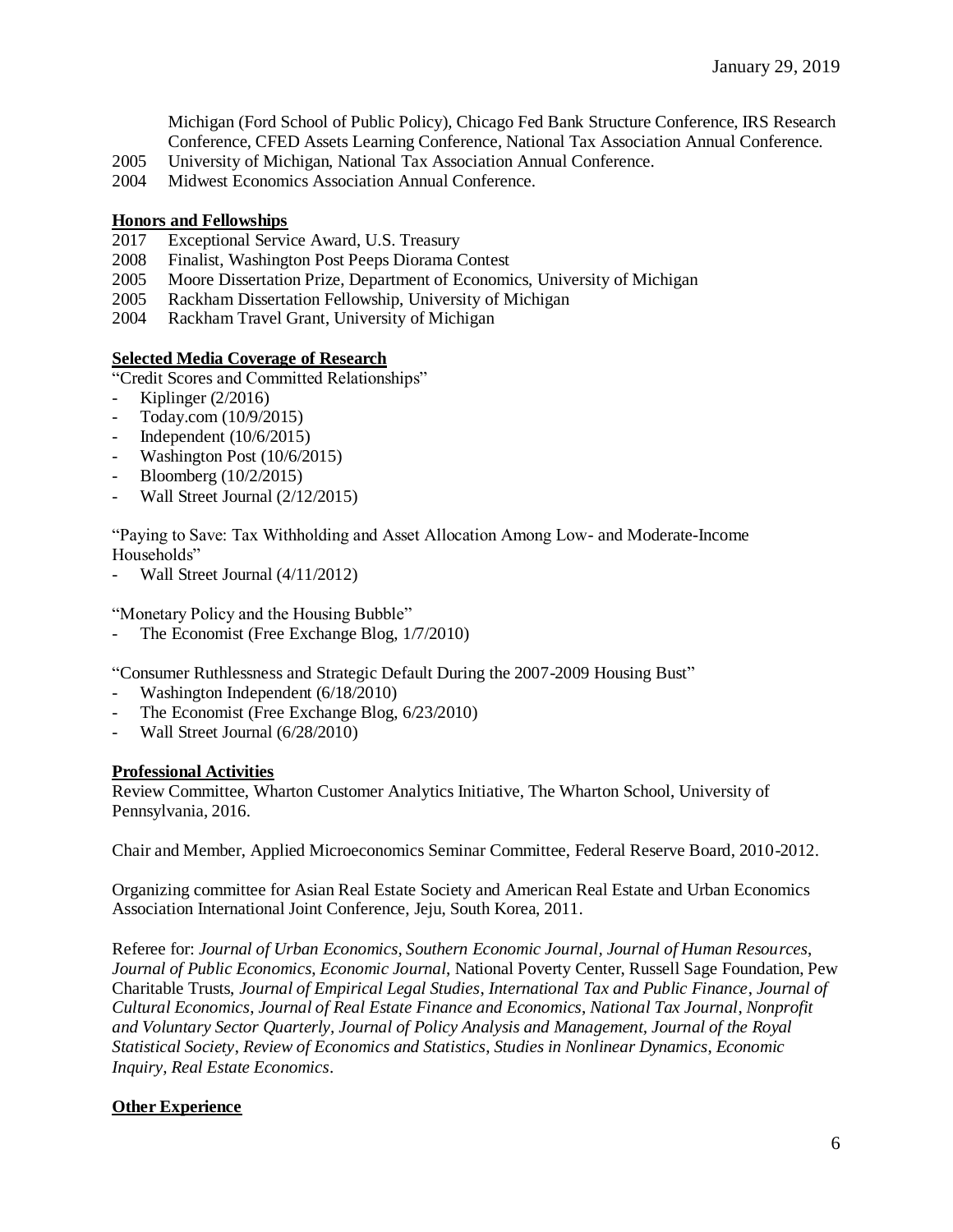Michigan (Ford School of Public Policy), Chicago Fed Bank Structure Conference, IRS Research Conference, CFED Assets Learning Conference, National Tax Association Annual Conference.

2005 University of Michigan, National Tax Association Annual Conference.

2004 Midwest Economics Association Annual Conference.

## Honors and Fellowships

2017 Exceptional Service Award, U.S. Treasury

2008 Finalist, Washington Post Peeps Diorama Contest

2005 Moore Dissertation Prize, Department of Economics, University of Michigan

2005 Rackham Dissertation Fellowship, University of Michigan

2004 Rackham Travel Grant, University of Michigan

## Selected Media Coverage of Research

"Credit Scores and Committed Relationships"

- Kiplinger (2/2016)
- Today.com (10/9/2015)
- Independent (10/6/2015)
- Washington Post (10/6/2015)
- Bloomberg (10/2/2015)
- Wall Street Journal (2/12/2015)

"Paying to Save: Tax Withholding and Asset Allocation Among Low- and Moderate-Income Households"

- Wall Street Journal (4/11/2012)

"Monetary Policy and the Housing Bubble"

- The Economist (Free Exchange Blog, 1/7/2010)

"Consumer Ruthlessness and Strategic Default During the 2007-2009 Housing Bust"

- Washington Independent (6/18/2010)
- The Economist (Free Exchange Blog, 6/23/2010)
- Wall Street Journal (6/28/2010)

## Professional Activities

Review Committee, Wharton Customer Analytics Initiative, The Wharton School, University of Pennsylvania, 2016.

Chair and Member, Applied Microeconomics Seminar Committee, Federal Reserve Board, 2010-2012.

Organizing committee for Asian Real Estate Society and American Real Estate and Urban Economics Association International Joint Conference, Jeju, South Korea, 2011.

Referee for: *Journal of Urban Economics*, *Southern Economic Journal*, *Journal of Human Resources*, *Journal of Public Economics*, *Economic Journal*, National Poverty Center, Russell Sage Foundation, Pew Charitable Trusts, *Journal of Empirical Legal Studies*, *International Tax and Public Finance*, *Journal of Cultural Economics*, *Journal of Real Estate Finance and Economics*, *National Tax Journal*, *Nonprofit and Voluntary Sector Quarterly*, *Journal of Policy Analysis and Management*, *Journal of the Royal Statistical Society*, *Review of Economics and Statistics*, *Studies in Nonlinear Dynamics*, *Economic Inquiry, Real Estate Economics*.

## Other Experience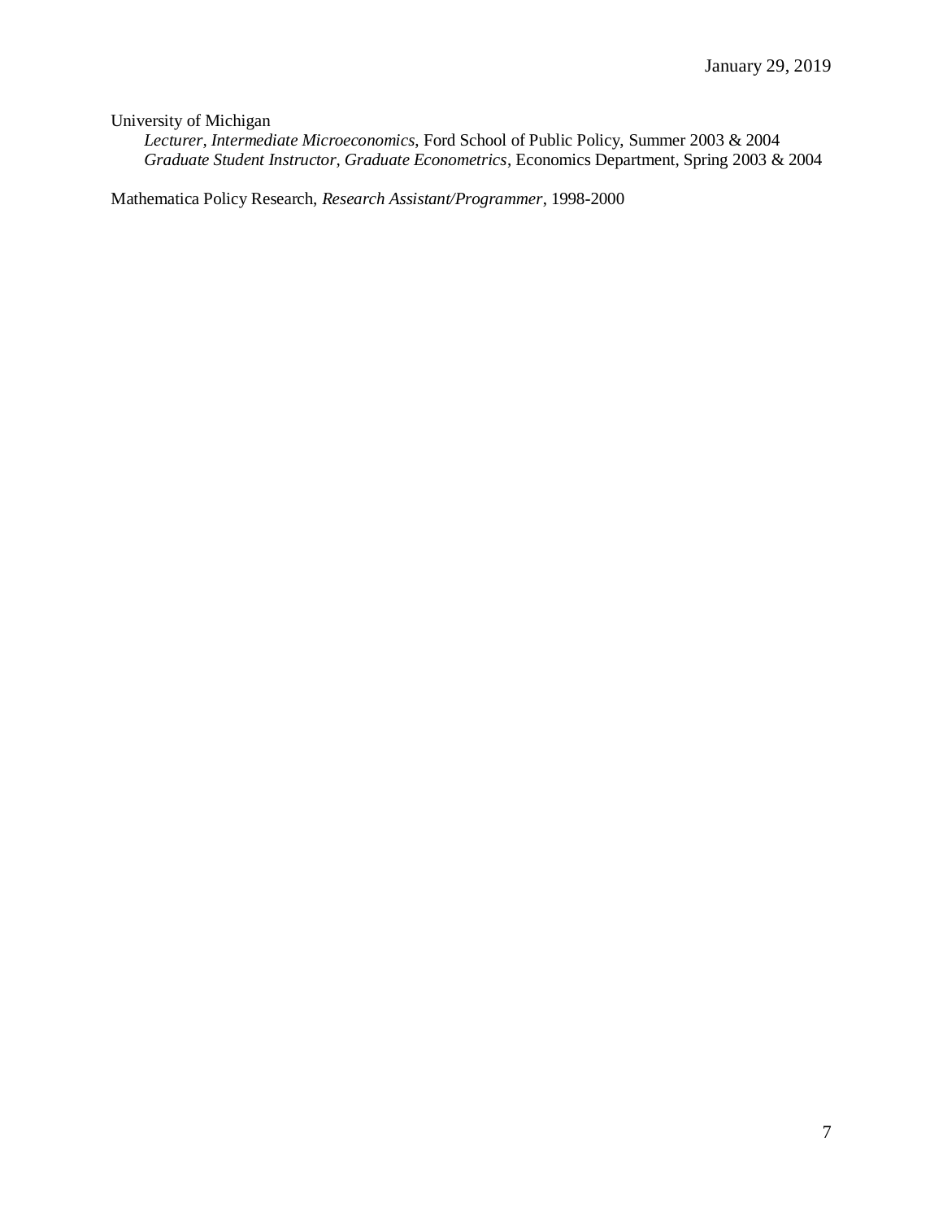University of Michigan

*Lecturer, Intermediate Microeconomics*, Ford School of Public Policy, Summer 2003 & 2004
*Graduate Student Instructor, Graduate Econometrics*, Economics Department, Spring 2003 & 2004

Mathematica Policy Research, *Research Assistant/Programmer*, 1998-2000